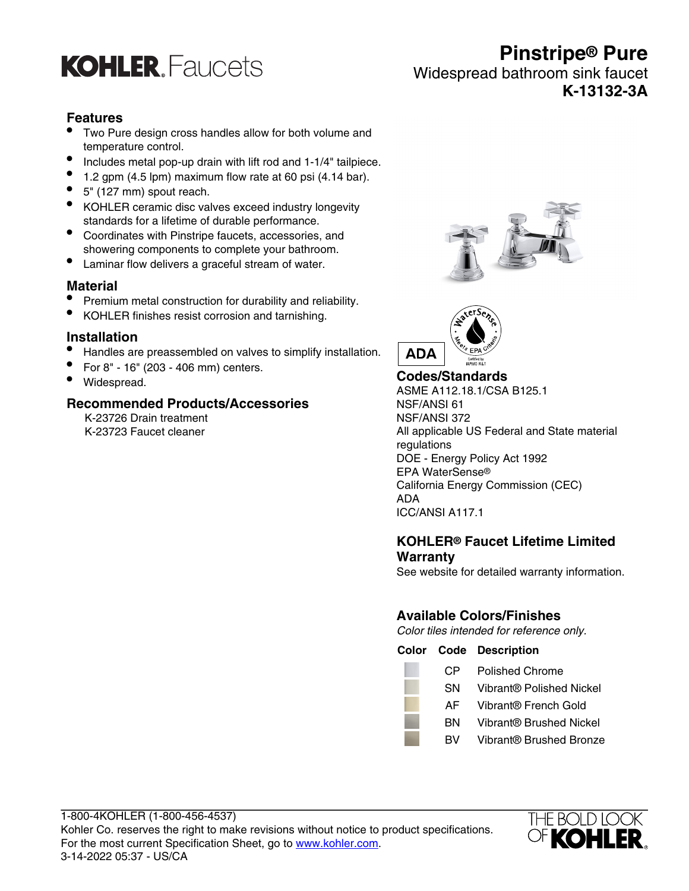# KOHLER. Faucets

# Pinstripe® Pure

Widespread bathroom sink faucet

**K-13132-3A**

## Features

- Two Pure design cross handles allow for both volume and temperature control.
- Includes metal pop-up drain with lift rod and 1-1/4" tailpiece.
- 1.2 gpm (4.5 lpm) maximum flow rate at 60 psi (4.14 bar).
- 5" (127 mm) spout reach.
- KOHLER ceramic disc valves exceed industry longevity standards for a lifetime of durable performance.
- Coordinates with Pinstripe faucets, accessories, and showering components to complete your bathroom.
- Laminar flow delivers a graceful stream of water.

## Material

- Premium metal construction for durability and reliability.
- KOHLER finishes resist corrosion and tarnishing.

## Installation

- Handles are preassembled on valves to simplify installation.
- For 8" - 16" (203 - 406 mm) centers.
- Widespread.

## Recommended Products/Accessories

K-23726 Drain treatment
K-23723 Faucet cleaner

ADA

## Codes/Standards

ASME A112.18.1/CSA B125.1
NSF/ANSI 61
NSF/ANSI 372
All applicable US Federal and State material regulations
DOE - Energy Policy Act 1992
EPA WaterSense®
California Energy Commission (CEC)
ADA
ICC/ANSI A117.1

## KOHLER® Faucet Lifetime Limited Warranty

See website for detailed warranty information.

## Available Colors/Finishes

*Color tiles intended for reference only.*

| Color | Code | Description |
|---|---|---|
| | CP | Polished Chrome |
| | SN | Vibrant® Polished Nickel |
| | AF | Vibrant® French Gold |
| | BN | Vibrant® Brushed Nickel |
| | BV | Vibrant® Brushed Bronze |

1-800-4KOHLER (1-800-456-4537)
Kohler Co. reserves the right to make revisions without notice to product specifications.
For the most current Specification Sheet, go to www.kohler.com.
3-14-2022 05:37 - US/CA

THE BOLD LOOK OF KOHLER.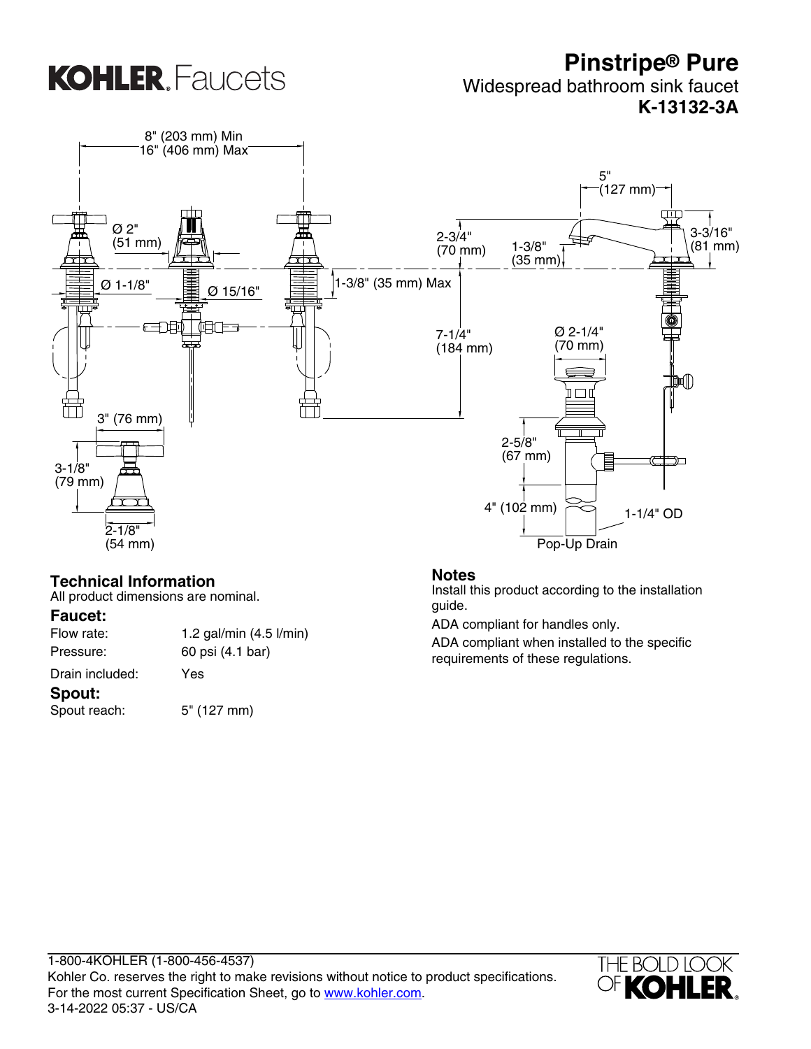# KOHLER. Faucets

# Pinstripe® Pure

Widespread bathroom sink faucet

**K-13132-3A**

8" (203 mm) Min
16" (406 mm) Max

5"
(127 mm)

Ø 2"
(51 mm)

2-3/4"
(70 mm)

1-3/8"
(35 mm)

3-3/16"
(81 mm)

Ø 1-1/8"

Ø 15/16"

1-3/8" (35 mm) Max

7-1/4"
(184 mm)

Ø 2-1/4"
(70 mm)

3" (76 mm)

3-1/8"
(79 mm)

2-1/8"
(54 mm)

2-5/8"
(67 mm)

4" (102 mm)

1-1/4" OD

Pop-Up Drain

## Technical Information

All product dimensions are nominal.

### Faucet:

| | |
|---|---|
| Flow rate: | 1.2 gal/min (4.5 l/min) |
| Pressure: | 60 psi (4.1 bar) |
| Drain included: | Yes |

### Spout:

| | |
|---|---|
| Spout reach: | 5" (127 mm) |

## Notes

Install this product according to the installation guide.

ADA compliant for handles only.

ADA compliant when installed to the specific requirements of these regulations.

1-800-4KOHLER (1-800-456-4537)
Kohler Co. reserves the right to make revisions without notice to product specifications.
For the most current Specification Sheet, go to www.kohler.com.
3-14-2022 05:37 - US/CA

THE BOLD LOOK OF KOHLER.